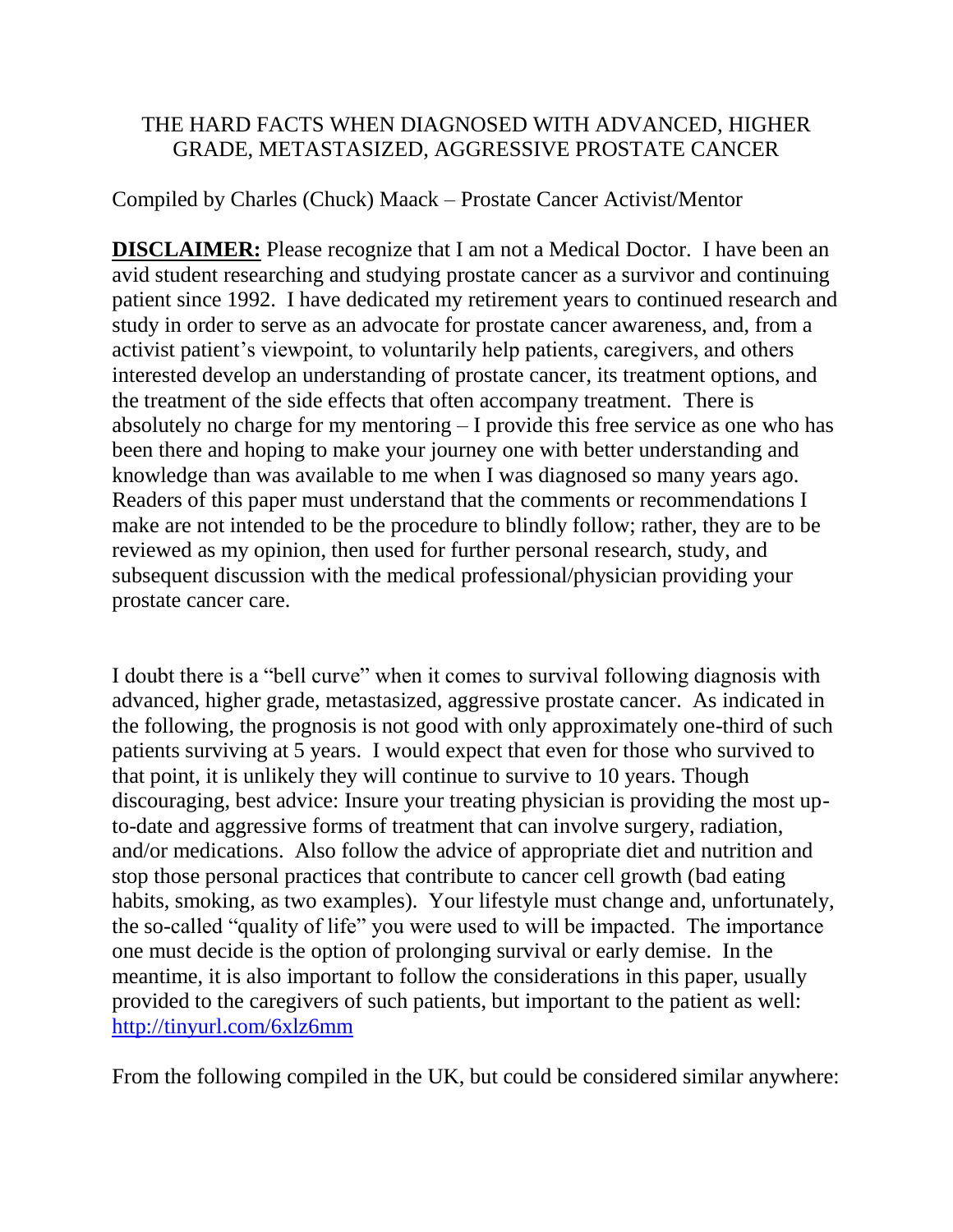# THE HARD FACTS WHEN DIAGNOSED WITH ADVANCED, HIGHER GRADE, METASTASIZED, AGGRESSIVE PROSTATE CANCER

Compiled by Charles (Chuck) Maack – Prostate Cancer Activist/Mentor

**DISCLAIMER:** Please recognize that I am not a Medical Doctor. I have been an avid student researching and studying prostate cancer as a survivor and continuing patient since 1992. I have dedicated my retirement years to continued research and study in order to serve as an advocate for prostate cancer awareness, and, from a activist patient's viewpoint, to voluntarily help patients, caregivers, and others interested develop an understanding of prostate cancer, its treatment options, and the treatment of the side effects that often accompany treatment. There is absolutely no charge for my mentoring – I provide this free service as one who has been there and hoping to make your journey one with better understanding and knowledge than was available to me when I was diagnosed so many years ago. Readers of this paper must understand that the comments or recommendations I make are not intended to be the procedure to blindly follow; rather, they are to be reviewed as my opinion, then used for further personal research, study, and subsequent discussion with the medical professional/physician providing your prostate cancer care.

I doubt there is a "bell curve" when it comes to survival following diagnosis with advanced, higher grade, metastasized, aggressive prostate cancer. As indicated in the following, the prognosis is not good with only approximately one-third of such patients surviving at 5 years. I would expect that even for those who survived to that point, it is unlikely they will continue to survive to 10 years. Though discouraging, best advice: Insure your treating physician is providing the most up-to-date and aggressive forms of treatment that can involve surgery, radiation, and/or medications. Also follow the advice of appropriate diet and nutrition and stop those personal practices that contribute to cancer cell growth (bad eating habits, smoking, as two examples). Your lifestyle must change and, unfortunately, the so-called "quality of life" you were used to will be impacted. The importance one must decide is the option of prolonging survival or early demise. In the meantime, it is also important to follow the considerations in this paper, usually provided to the caregivers of such patients, but important to the patient as well: http://tinyurl.com/6xlz6mm

From the following compiled in the UK, but could be considered similar anywhere: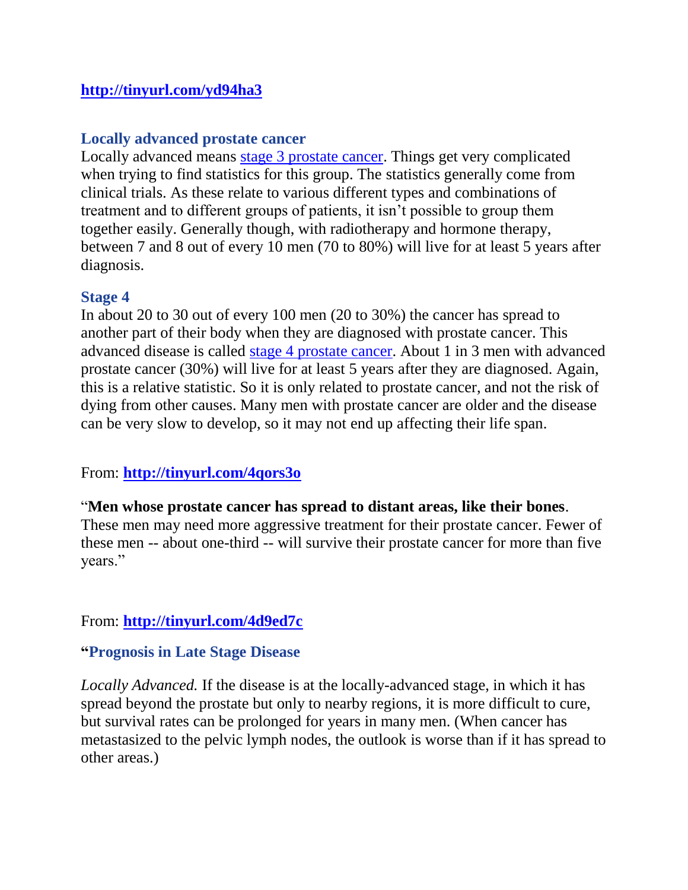**[http://tinyurl.com/yd94ha3](http://tinyurl.com/yd94ha3)**

### Locally advanced prostate cancer

Locally advanced means [stage 3 prostate cancer](). Things get very complicated when trying to find statistics for this group. The statistics generally come from clinical trials. As these relate to various different types and combinations of treatment and to different groups of patients, it isn't possible to group them together easily. Generally though, with radiotherapy and hormone therapy, between 7 and 8 out of every 10 men (70 to 80%) will live for at least 5 years after diagnosis.

### Stage 4

In about 20 to 30 out of every 100 men (20 to 30%) the cancer has spread to another part of their body when they are diagnosed with prostate cancer. This advanced disease is called [stage 4 prostate cancer](). About 1 in 3 men with advanced prostate cancer (30%) will live for at least 5 years after they are diagnosed. Again, this is a relative statistic. So it is only related to prostate cancer, and not the risk of dying from other causes. Many men with prostate cancer are older and the disease can be very slow to develop, so it may not end up affecting their life span.

From: **[http://tinyurl.com/4qors3o](http://tinyurl.com/4qors3o)**

"**Men whose prostate cancer has spread to distant areas, like their bones**. These men may need more aggressive treatment for their prostate cancer. Fewer of these men -- about one-third -- will survive their prostate cancer for more than five years."

From: **[http://tinyurl.com/4d9ed7c](http://tinyurl.com/4d9ed7c)**

### "Prognosis in Late Stage Disease

*Locally Advanced.* If the disease is at the locally-advanced stage, in which it has spread beyond the prostate but only to nearby regions, it is more difficult to cure, but survival rates can be prolonged for years in many men. (When cancer has metastasized to the pelvic lymph nodes, the outlook is worse than if it has spread to other areas.)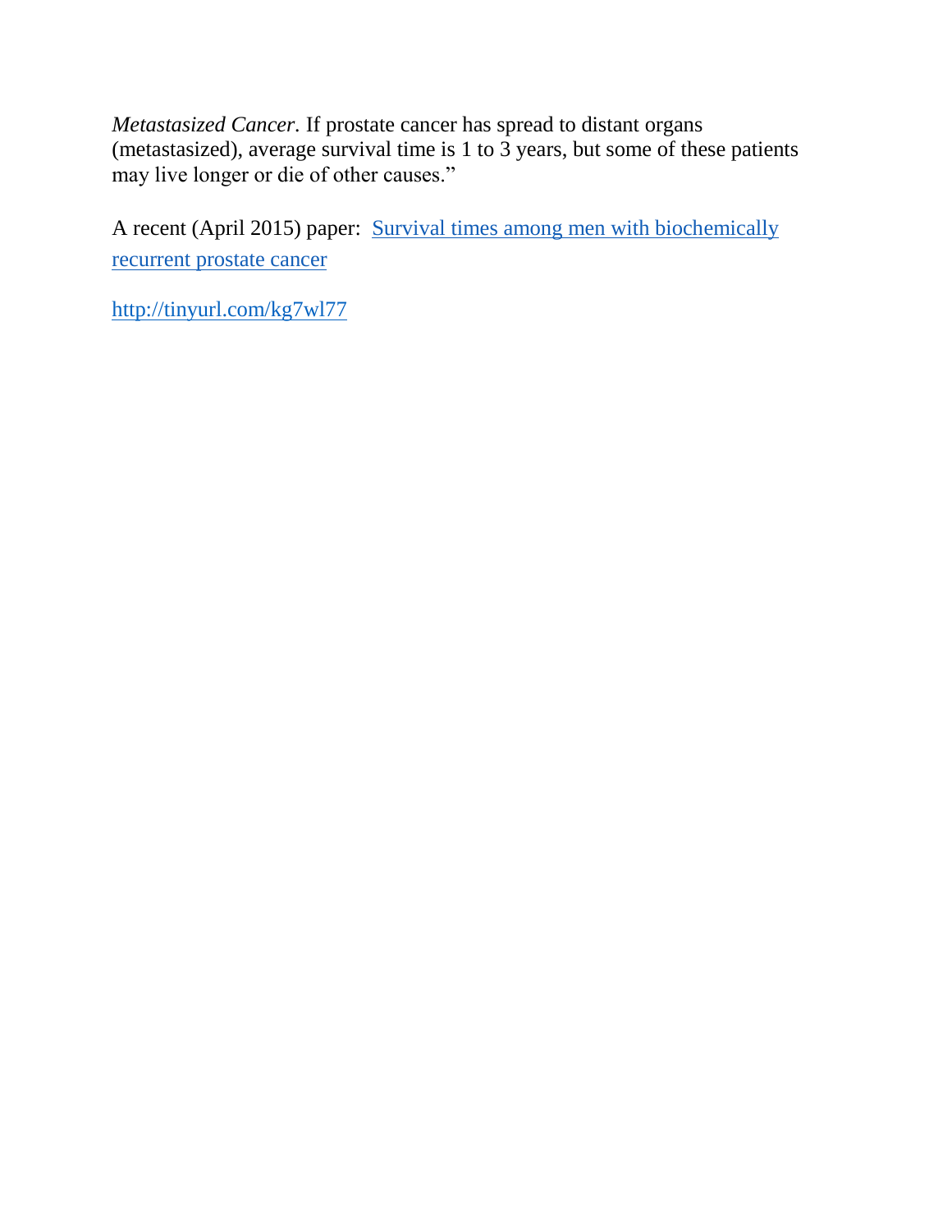*Metastasized Cancer.* If prostate cancer has spread to distant organs (metastasized), average survival time is 1 to 3 years, but some of these patients may live longer or die of other causes."

A recent (April 2015) paper: [Survival times among men with biochemically recurrent prostate cancer](http://tinyurl.com/kg7wl77)

http://tinyurl.com/kg7wl77